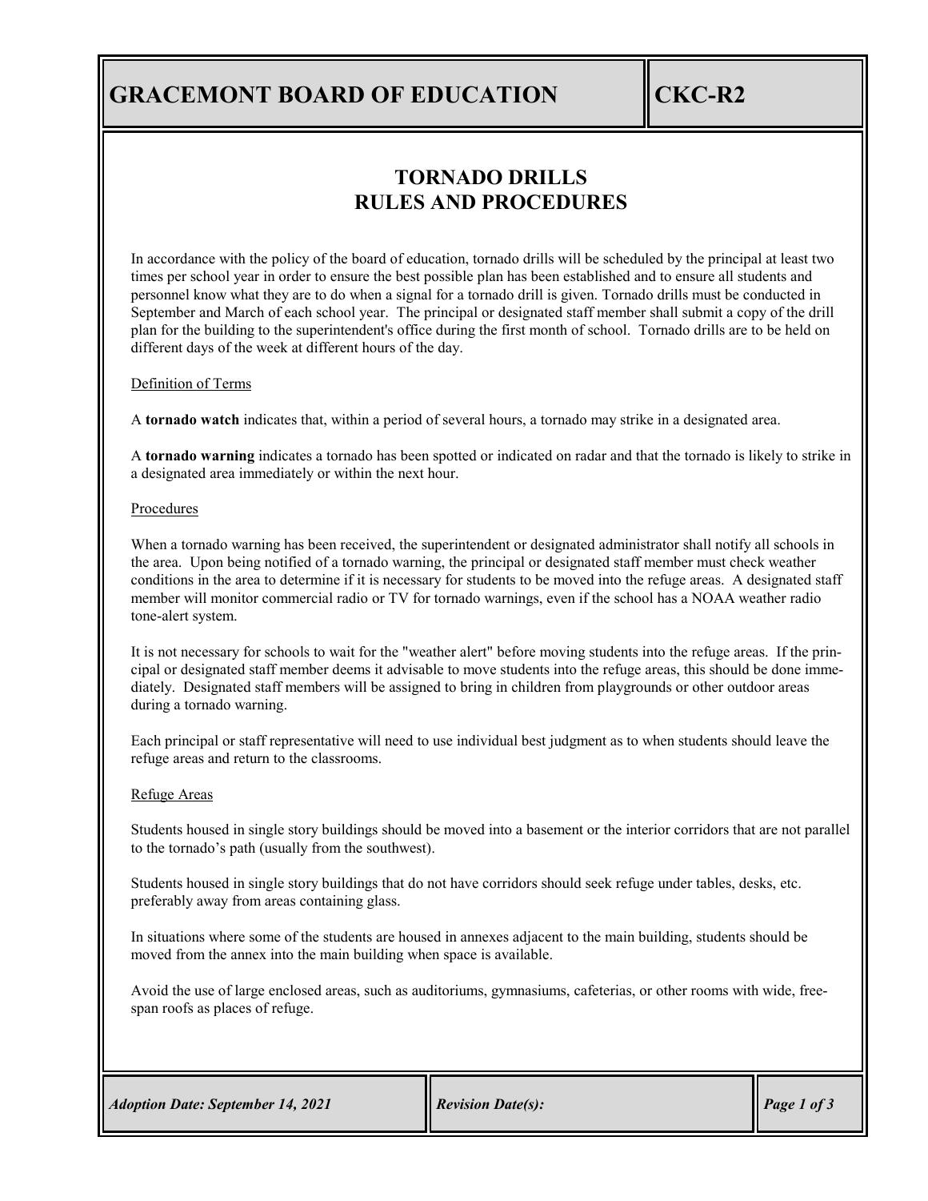# GRACEMONT BOARD OF EDUCATION — CKC-R2

## TORNADO DRILLS
## RULES AND PROCEDURES

In accordance with the policy of the board of education, tornado drills will be scheduled by the principal at least two times per school year in order to ensure the best possible plan has been established and to ensure all students and personnel know what they are to do when a signal for a tornado drill is given. Tornado drills must be conducted in September and March of each school year. The principal or designated staff member shall submit a copy of the drill plan for the building to the superintendent's office during the first month of school. Tornado drills are to be held on different days of the week at different hours of the day.

### Definition of Terms

A **tornado watch** indicates that, within a period of several hours, a tornado may strike in a designated area.

A **tornado warning** indicates a tornado has been spotted or indicated on radar and that the tornado is likely to strike in a designated area immediately or within the next hour.

### Procedures

When a tornado warning has been received, the superintendent or designated administrator shall notify all schools in the area. Upon being notified of a tornado warning, the principal or designated staff member must check weather conditions in the area to determine if it is necessary for students to be moved into the refuge areas. A designated staff member will monitor commercial radio or TV for tornado warnings, even if the school has a NOAA weather radio tone-alert system.

It is not necessary for schools to wait for the "weather alert" before moving students into the refuge areas. If the principal or designated staff member deems it advisable to move students into the refuge areas, this should be done immediately. Designated staff members will be assigned to bring in children from playgrounds or other outdoor areas during a tornado warning.

Each principal or staff representative will need to use individual best judgment as to when students should leave the refuge areas and return to the classrooms.

### Refuge Areas

Students housed in single story buildings should be moved into a basement or the interior corridors that are not parallel to the tornado's path (usually from the southwest).

Students housed in single story buildings that do not have corridors should seek refuge under tables, desks, etc. preferably away from areas containing glass.

In situations where some of the students are housed in annexes adjacent to the main building, students should be moved from the annex into the main building when space is available.

Avoid the use of large enclosed areas, such as auditoriums, gymnasiums, cafeterias, or other rooms with wide, free-span roofs as places of refuge.

*Adoption Date: September 14, 2021* | *Revision Date(s):*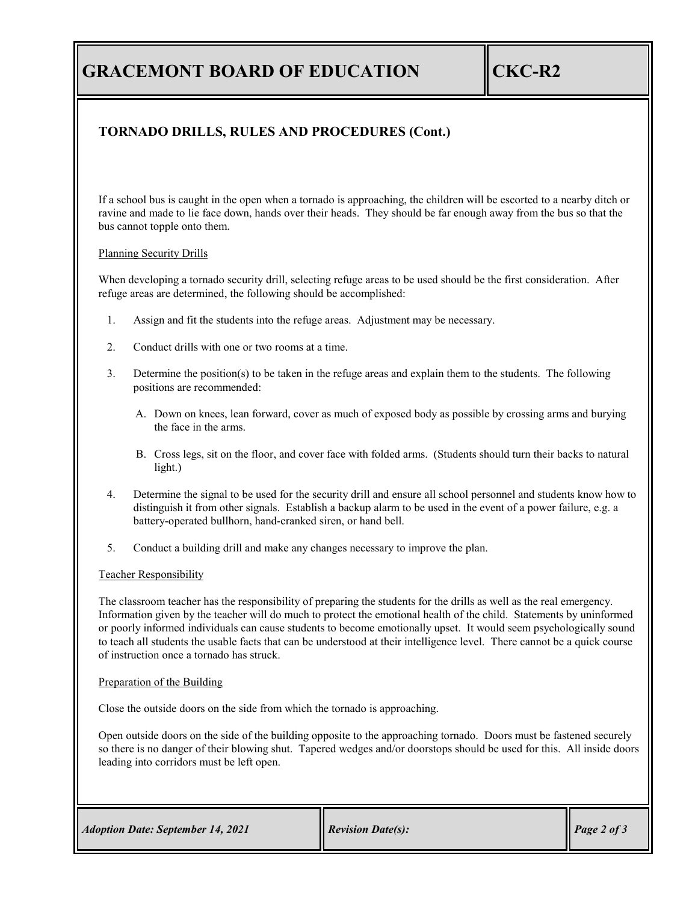## TORNADO DRILLS, RULES AND PROCEDURES (Cont.)

If a school bus is caught in the open when a tornado is approaching, the children will be escorted to a nearby ditch or ravine and made to lie face down, hands over their heads. They should be far enough away from the bus so that the bus cannot topple onto them.

Planning Security Drills

When developing a tornado security drill, selecting refuge areas to be used should be the first consideration. After refuge areas are determined, the following should be accomplished:

1. Assign and fit the students into the refuge areas. Adjustment may be necessary.
2. Conduct drills with one or two rooms at a time.
3. Determine the position(s) to be taken in the refuge areas and explain them to the students. The following positions are recommended:
   - A. Down on knees, lean forward, cover as much of exposed body as possible by crossing arms and burying the face in the arms.
   - B. Cross legs, sit on the floor, and cover face with folded arms. (Students should turn their backs to natural light.)
4. Determine the signal to be used for the security drill and ensure all school personnel and students know how to distinguish it from other signals. Establish a backup alarm to be used in the event of a power failure, e.g. a battery-operated bullhorn, hand-cranked siren, or hand bell.
5. Conduct a building drill and make any changes necessary to improve the plan.

Teacher Responsibility

The classroom teacher has the responsibility of preparing the students for the drills as well as the real emergency. Information given by the teacher will do much to protect the emotional health of the child. Statements by uninformed or poorly informed individuals can cause students to become emotionally upset. It would seem psychologically sound to teach all students the usable facts that can be understood at their intelligence level. There cannot be a quick course of instruction once a tornado has struck.

Preparation of the Building

Close the outside doors on the side from which the tornado is approaching.

Open outside doors on the side of the building opposite to the approaching tornado. Doors must be fastened securely so there is no danger of their blowing shut. Tapered wedges and/or doorstops should be used for this. All inside doors leading into corridors must be left open.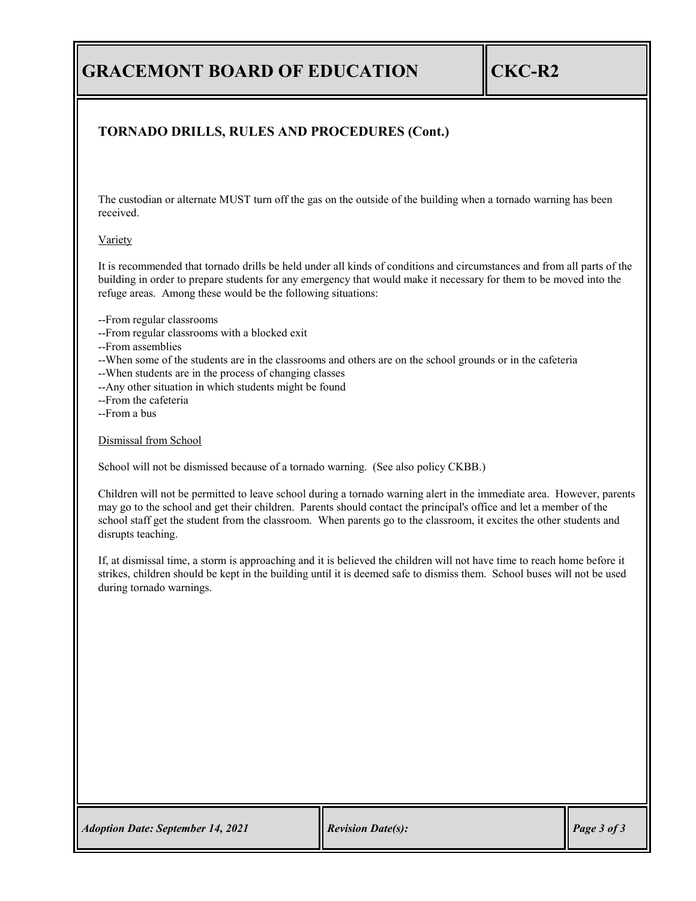## TORNADO DRILLS, RULES AND PROCEDURES (Cont.)

The custodian or alternate MUST turn off the gas on the outside of the building when a tornado warning has been received.

Variety

It is recommended that tornado drills be held under all kinds of conditions and circumstances and from all parts of the building in order to prepare students for any emergency that would make it necessary for them to be moved into the refuge areas. Among these would be the following situations:

--From regular classrooms
--From regular classrooms with a blocked exit
--From assemblies
--When some of the students are in the classrooms and others are on the school grounds or in the cafeteria
--When students are in the process of changing classes
--Any other situation in which students might be found
--From the cafeteria
--From a bus

Dismissal from School

School will not be dismissed because of a tornado warning. (See also policy CKBB.)

Children will not be permitted to leave school during a tornado warning alert in the immediate area. However, parents may go to the school and get their children. Parents should contact the principal's office and let a member of the school staff get the student from the classroom. When parents go to the classroom, it excites the other students and disrupts teaching.

If, at dismissal time, a storm is approaching and it is believed the children will not have time to reach home before it strikes, children should be kept in the building until it is deemed safe to dismiss them. School buses will not be used during tornado warnings.

*Adoption Date: September 14, 2021* | *Revision Date(s):*